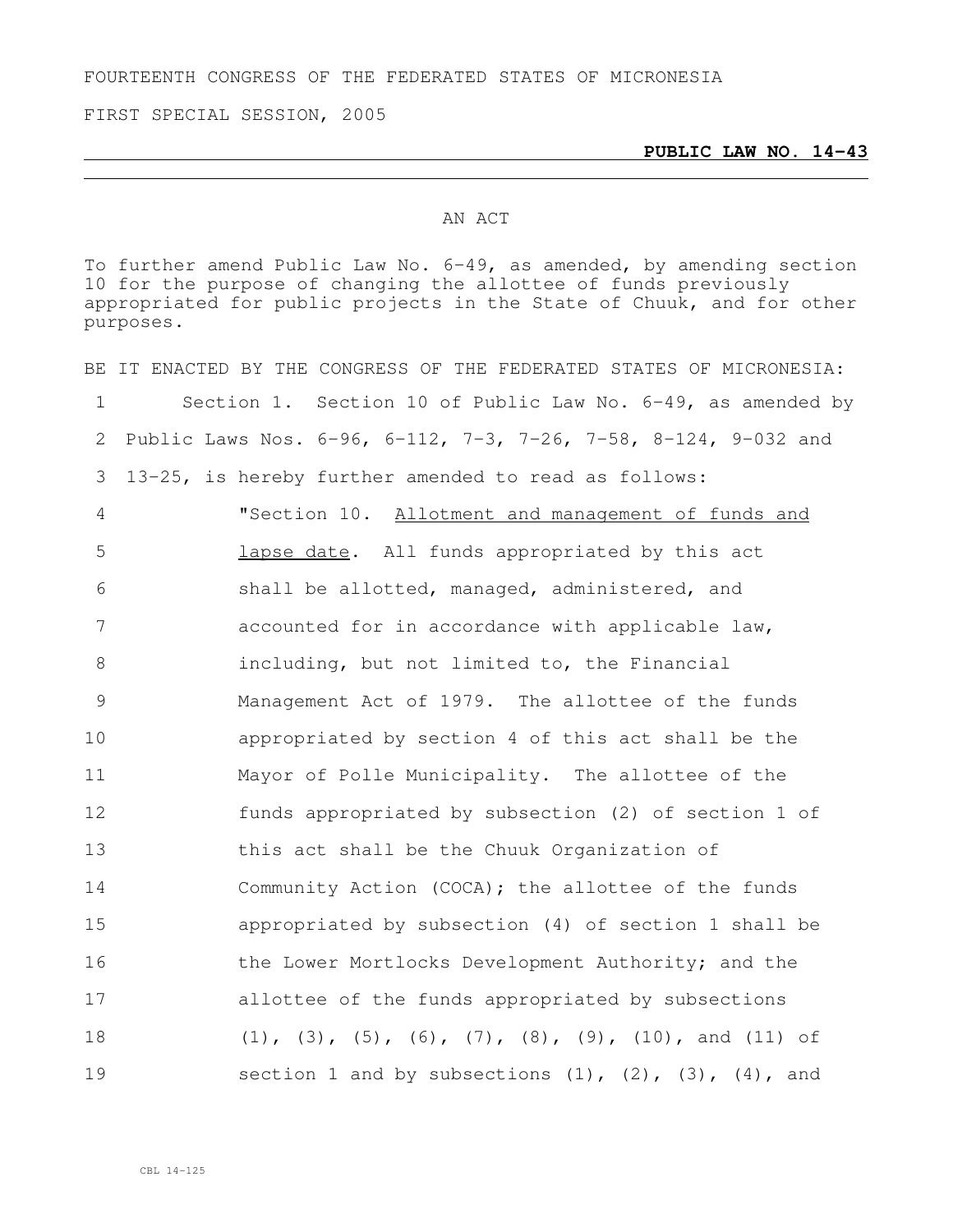FOURTEENTH CONGRESS OF THE FEDERATED STATES OF MICRONESIA

FIRST SPECIAL SESSION, 2005

**PUBLIC LAW NO. 14-43**

AN ACT

To further amend Public Law No. 6-49, as amended, by amending section 10 for the purpose of changing the allottee of funds previously appropriated for public projects in the State of Chuuk, and for other purposes.

BE IT ENACTED BY THE CONGRESS OF THE FEDERATED STATES OF MICRONESIA:

1 Section 1. Section 10 of Public Law No. 6-49, as amended by
2 Public Laws Nos. 6-96, 6-112, 7-3, 7-26, 7-58, 8-124, 9-032 and
3 13-25, is hereby further amended to read as follows:
4 "Section 10. Allotment and management of funds and
5 lapse date. All funds appropriated by this act
6 shall be allotted, managed, administered, and
7 accounted for in accordance with applicable law,
8 including, but not limited to, the Financial
9 Management Act of 1979. The allottee of the funds
10 appropriated by section 4 of this act shall be the
11 Mayor of Polle Municipality. The allottee of the
12 funds appropriated by subsection (2) of section 1 of
13 this act shall be the Chuuk Organization of
14 Community Action (COCA); the allottee of the funds
15 appropriated by subsection (4) of section 1 shall be
16 the Lower Mortlocks Development Authority; and the
17 allottee of the funds appropriated by subsections
18 (1), (3), (5), (6), (7), (8), (9), (10), and (11) of
19 section 1 and by subsections (1), (2), (3), (4), and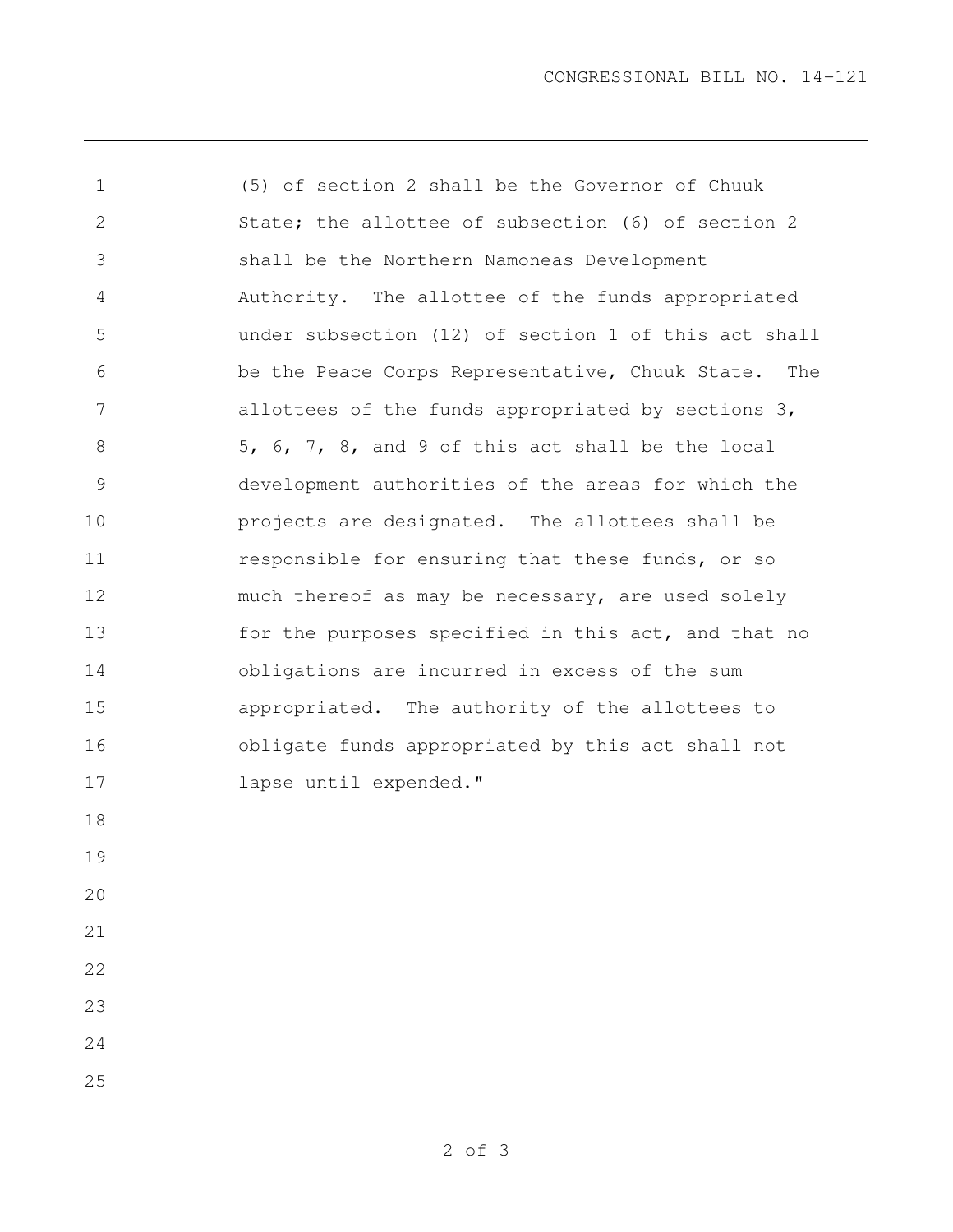(5) of section 2 shall be the Governor of Chuuk State; the allottee of subsection (6) of section 2 shall be the Northern Namoneas Development Authority. The allottee of the funds appropriated under subsection (12) of section 1 of this act shall be the Peace Corps Representative, Chuuk State. The allottees of the funds appropriated by sections 3, 5, 6, 7, 8, and 9 of this act shall be the local development authorities of the areas for which the projects are designated. The allottees shall be responsible for ensuring that these funds, or so much thereof as may be necessary, are used solely for the purposes specified in this act, and that no obligations are incurred in excess of the sum appropriated. The authority of the allottees to obligate funds appropriated by this act shall not lapse until expended."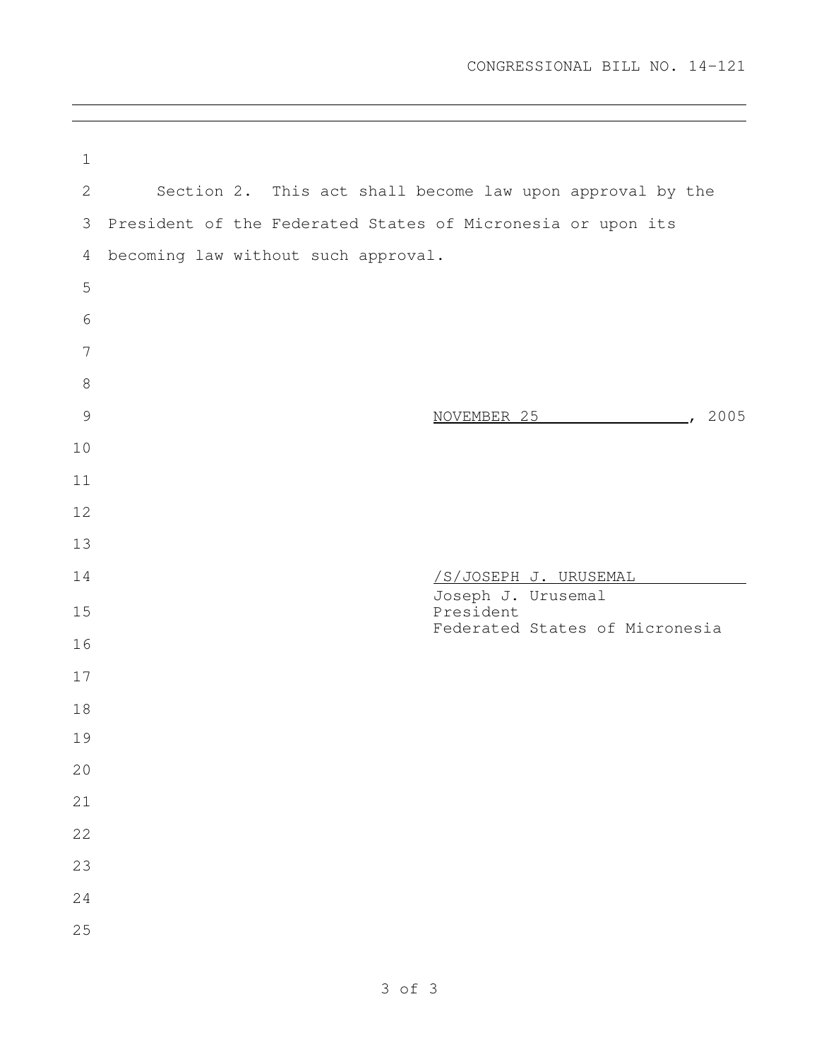Section 2. This act shall become law upon approval by the President of the Federated States of Micronesia or upon its becoming law without such approval.

NOVEMBER 25, 2005

/S/JOSEPH J. URUSEMAL
Joseph J. Urusemal
President
Federated States of Micronesia